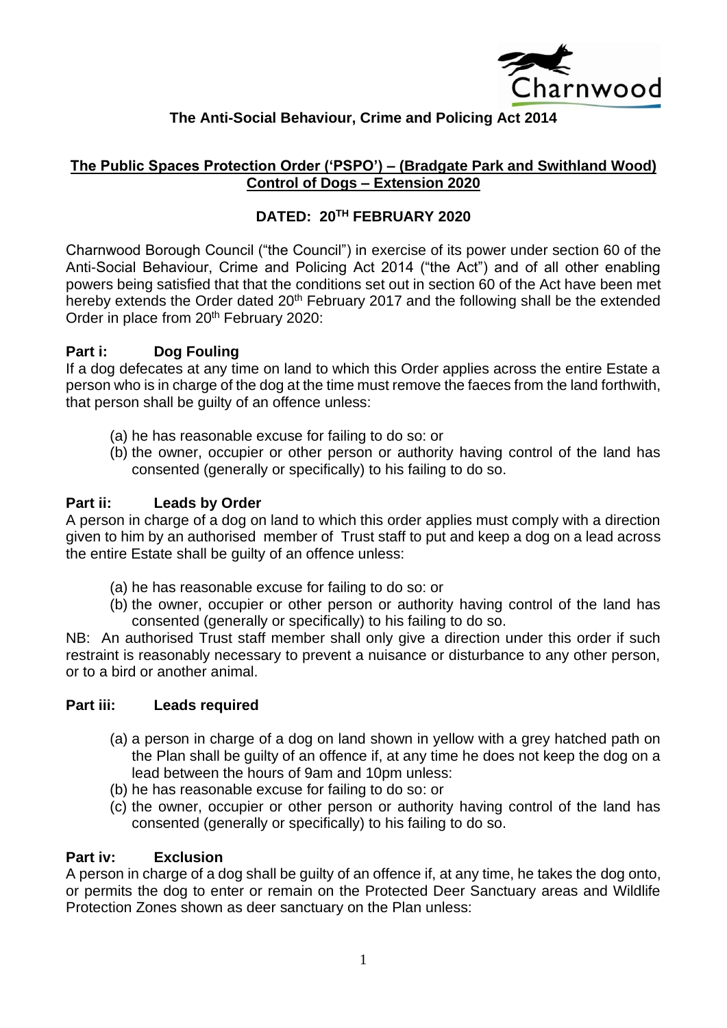Charnwood

**The Anti-Social Behaviour, Crime and Policing Act 2014**

## The Public Spaces Protection Order ('PSPO') – (Bradgate Park and Swithland Wood) Control of Dogs – Extension 2020

**DATED: 20TH FEBRUARY 2020**

Charnwood Borough Council ("the Council") in exercise of its power under section 60 of the Anti-Social Behaviour, Crime and Policing Act 2014 ("the Act") and of all other enabling powers being satisfied that that the conditions set out in section 60 of the Act have been met hereby extends the Order dated 20th February 2017 and the following shall be the extended Order in place from 20th February 2020:

**Part i: Dog Fouling**

If a dog defecates at any time on land to which this Order applies across the entire Estate a person who is in charge of the dog at the time must remove the faeces from the land forthwith, that person shall be guilty of an offence unless:

(a) he has reasonable excuse for failing to do so: or
(b) the owner, occupier or other person or authority having control of the land has consented (generally or specifically) to his failing to do so.

**Part ii: Leads by Order**

A person in charge of a dog on land to which this order applies must comply with a direction given to him by an authorised member of Trust staff to put and keep a dog on a lead across the entire Estate shall be guilty of an offence unless:

(a) he has reasonable excuse for failing to do so: or
(b) the owner, occupier or other person or authority having control of the land has consented (generally or specifically) to his failing to do so.

NB: An authorised Trust staff member shall only give a direction under this order if such restraint is reasonably necessary to prevent a nuisance or disturbance to any other person, or to a bird or another animal.

**Part iii: Leads required**

(a) a person in charge of a dog on land shown in yellow with a grey hatched path on the Plan shall be guilty of an offence if, at any time he does not keep the dog on a lead between the hours of 9am and 10pm unless:
(b) he has reasonable excuse for failing to do so: or
(c) the owner, occupier or other person or authority having control of the land has consented (generally or specifically) to his failing to do so.

**Part iv: Exclusion**

A person in charge of a dog shall be guilty of an offence if, at any time, he takes the dog onto, or permits the dog to enter or remain on the Protected Deer Sanctuary areas and Wildlife Protection Zones shown as deer sanctuary on the Plan unless: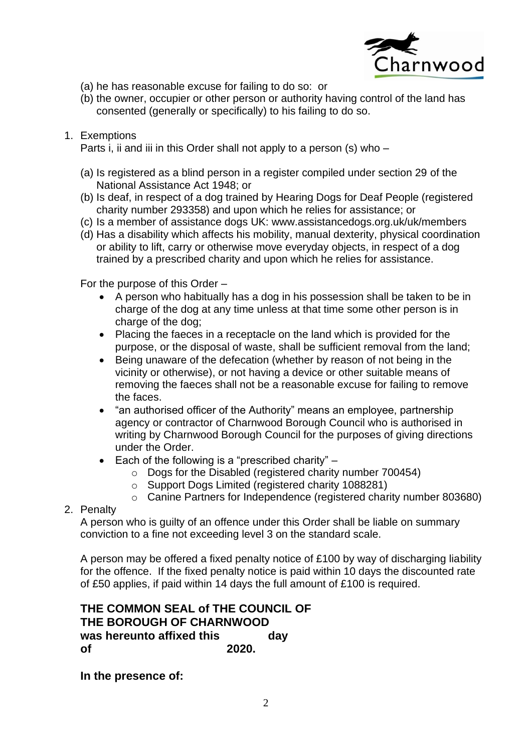(a) he has reasonable excuse for failing to do so: or
(b) the owner, occupier or other person or authority having control of the land has consented (generally or specifically) to his failing to do so.

1. Exemptions

   Parts i, ii and iii in this Order shall not apply to a person (s) who –

   (a) Is registered as a blind person in a register compiled under section 29 of the National Assistance Act 1948; or
   (b) Is deaf, in respect of a dog trained by Hearing Dogs for Deaf People (registered charity number 293358) and upon which he relies for assistance; or
   (c) Is a member of assistance dogs UK: www.assistancedogs.org.uk/uk/members
   (d) Has a disability which affects his mobility, manual dexterity, physical coordination or ability to lift, carry or otherwise move everyday objects, in respect of a dog trained by a prescribed charity and upon which he relies for assistance.

   For the purpose of this Order –

   - A person who habitually has a dog in his possession shall be taken to be in charge of the dog at any time unless at that time some other person is in charge of the dog;
   - Placing the faeces in a receptacle on the land which is provided for the purpose, or the disposal of waste, shall be sufficient removal from the land;
   - Being unaware of the defecation (whether by reason of not being in the vicinity or otherwise), or not having a device or other suitable means of removing the faeces shall not be a reasonable excuse for failing to remove the faces.
   - "an authorised officer of the Authority" means an employee, partnership agency or contractor of Charnwood Borough Council who is authorised in writing by Charnwood Borough Council for the purposes of giving directions under the Order.
   - Each of the following is a "prescribed charity" –
     - Dogs for the Disabled (registered charity number 700454)
     - Support Dogs Limited (registered charity 1088281)
     - Canine Partners for Independence (registered charity number 803680)

2. Penalty

   A person who is guilty of an offence under this Order shall be liable on summary conviction to a fine not exceeding level 3 on the standard scale.

   A person may be offered a fixed penalty notice of £100 by way of discharging liability for the offence. If the fixed penalty notice is paid within 10 days the discounted rate of £50 applies, if paid within 14 days the full amount of £100 is required.

**THE COMMON SEAL of THE COUNCIL OF THE BOROUGH OF CHARNWOOD was hereunto affixed this day of 2020.**

**In the presence of:**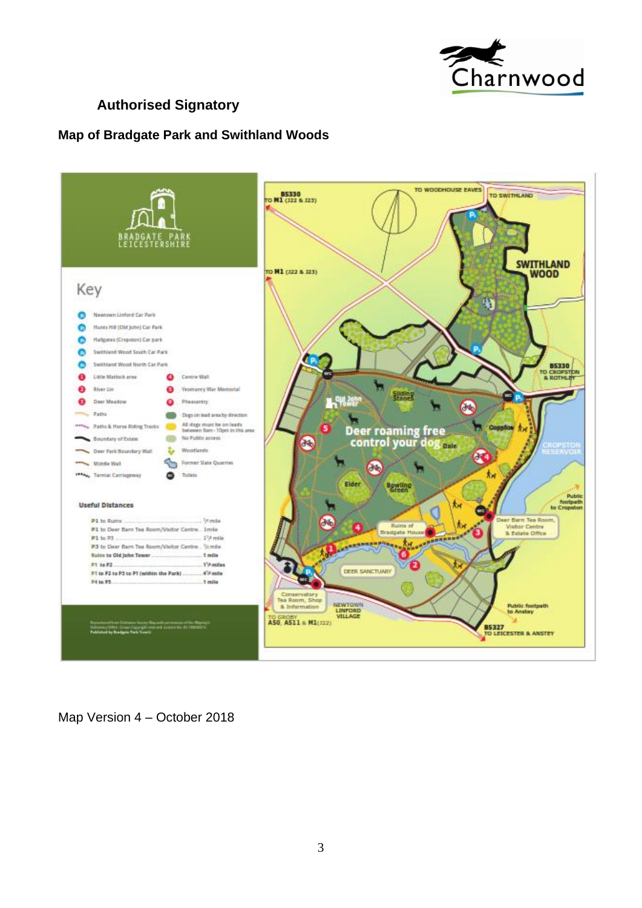## Authorised Signatory

### Map of Bradgate Park and Swithland Woods

BRADGATE PARK LEICESTERSHIRE

Key

- P1 Newtown Linford Car Park
- P2 Hunts Hill (Old John) Car Park
- P3 Hallgates (Cropston) Car park
- P4 Swithland Wood South Car Park
- P5 Swithland Wood North Car Park
- 1 Little Matlock area
- 2 River Lin
- 3 Deer Meadow
- 4 Centre Wall
- 5 Yeomanry War Memorial
- 6 Pheasantry
- Paths
- Paths & Horse Riding Tracks
- Boundary of Estate
- Deer Park Boundary Wall
- Middle Wall
- Tarmac Carriageway
- Dogs on lead area by direction
- All dogs must be on leads between 9am - 10pm in this area
- No Public access
- Woodlands
- Former Slate Quarries
- Toilets

Useful Distances

- P1 to Ruins ........ ½ mile
- P1 to Deer Barn Tea Room/Visitor Centre .. 1mile
- P1 to P3 ........ 1½ mile
- P3 to Deer Barn Tea Room/Visitor Centre .. ½ mile
- Ruins to Old John Tower ........ 1 mile
- P1 to P2 ........ 1½ miles
- P1 to P2 to P3 to P1 (within the Park) ........ 4½ mile
- P4 to P5 ........ 1 mile

B5330 TO M1 (J22 & J23)

TO WOODHOUSE EAVES

TO SWITHLAND

SWITHLAND WOOD

TO M1 (J22 & J23)

B5330 TO CROPSTON & ROTHLEY

Old John Tower

Sliding Stones

Deer roaming free control your dog

Dale

Coppice

CROPSTON RESERVOIR

Elder

Bowling Green

Public footpath to Cropston

Ruins of Bradgate House

Deer Barn Tea Room, Visitor Centre & Estate Office

DEER SANCTUARY

Conservatory Tea Room, Shop & Information

NEWTOWN LINFORD VILLAGE

TO GROBY A50, A511 & M1(J22)

Public footpath to Anstey

B5327 TO LEICESTER & ANSTEY

Map Version 4 – October 2018